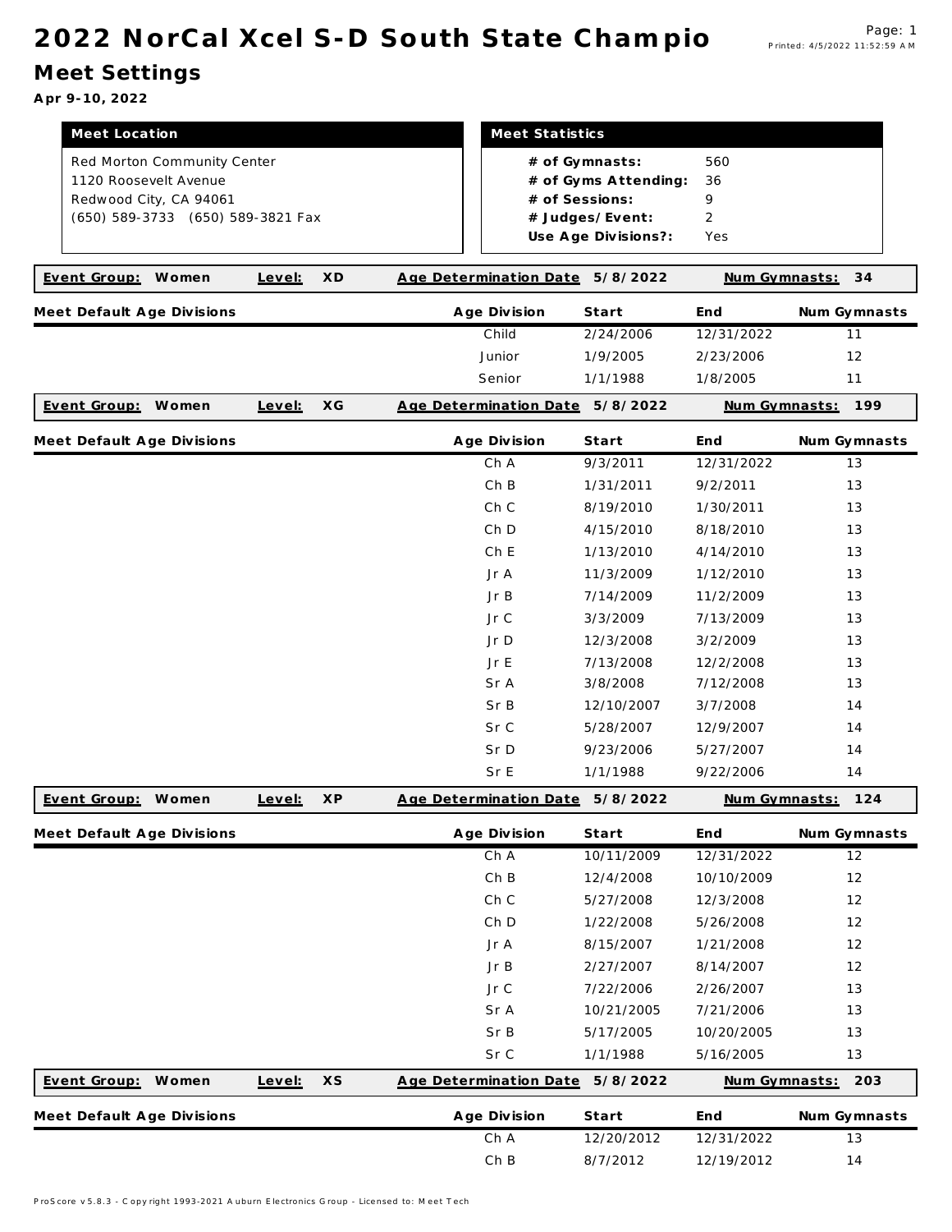# 2022 NorCal Xcel S-D South State Champio

## Meet Settings

**Apr 9-10, 2022**

| Meet Location |
|---|
| Red Morton Community Center |
| 1120 Roosevelt Avenue |
| Redwood City, CA 94061 |
| (650) 589-3733 (650) 589-3821 Fax |

| Meet Statistics | |
|---|---|
| **# of Gymnasts:** | 560 |
| **# of Gyms Attending:** | 36 |
| **# of Sessions:** | 9 |
| **# Judges/Event:** | 2 |
| **Use Age Divisions?:** | Yes |

**Event Group:** Women **Level:** XD **Age Determination Date** 5/8/2022 **Num Gymnasts:** 34

| Meet Default Age Divisions | Age Division | Start | End | Num Gymnasts |
|---|---|---|---|---|
| | Child | 2/24/2006 | 12/31/2022 | 11 |
| | Junior | 1/9/2005 | 2/23/2006 | 12 |
| | Senior | 1/1/1988 | 1/8/2005 | 11 |

**Event Group:** Women **Level:** XG **Age Determination Date** 5/8/2022 **Num Gymnasts:** 199

| Meet Default Age Divisions | Age Division | Start | End | Num Gymnasts |
|---|---|---|---|---|
| | Ch A | 9/3/2011 | 12/31/2022 | 13 |
| | Ch B | 1/31/2011 | 9/2/2011 | 13 |
| | Ch C | 8/19/2010 | 1/30/2011 | 13 |
| | Ch D | 4/15/2010 | 8/18/2010 | 13 |
| | Ch E | 1/13/2010 | 4/14/2010 | 13 |
| | Jr A | 11/3/2009 | 1/12/2010 | 13 |
| | Jr B | 7/14/2009 | 11/2/2009 | 13 |
| | Jr C | 3/3/2009 | 7/13/2009 | 13 |
| | Jr D | 12/3/2008 | 3/2/2009 | 13 |
| | Jr E | 7/13/2008 | 12/2/2008 | 13 |
| | Sr A | 3/8/2008 | 7/12/2008 | 13 |
| | Sr B | 12/10/2007 | 3/7/2008 | 14 |
| | Sr C | 5/28/2007 | 12/9/2007 | 14 |
| | Sr D | 9/23/2006 | 5/27/2007 | 14 |
| | Sr E | 1/1/1988 | 9/22/2006 | 14 |

**Event Group:** Women **Level:** XP **Age Determination Date** 5/8/2022 **Num Gymnasts:** 124

| Meet Default Age Divisions | Age Division | Start | End | Num Gymnasts |
|---|---|---|---|---|
| | Ch A | 10/11/2009 | 12/31/2022 | 12 |
| | Ch B | 12/4/2008 | 10/10/2009 | 12 |
| | Ch C | 5/27/2008 | 12/3/2008 | 12 |
| | Ch D | 1/22/2008 | 5/26/2008 | 12 |
| | Jr A | 8/15/2007 | 1/21/2008 | 12 |
| | Jr B | 2/27/2007 | 8/14/2007 | 12 |
| | Jr C | 7/22/2006 | 2/26/2007 | 13 |
| | Sr A | 10/21/2005 | 7/21/2006 | 13 |
| | Sr B | 5/17/2005 | 10/20/2005 | 13 |
| | Sr C | 1/1/1988 | 5/16/2005 | 13 |

**Event Group:** Women **Level:** XS **Age Determination Date** 5/8/2022 **Num Gymnasts:** 203

| Meet Default Age Divisions | Age Division | Start | End | Num Gymnasts |
|---|---|---|---|---|
| | Ch A | 12/20/2012 | 12/31/2022 | 13 |
| | Ch B | 8/7/2012 | 12/19/2012 | 14 |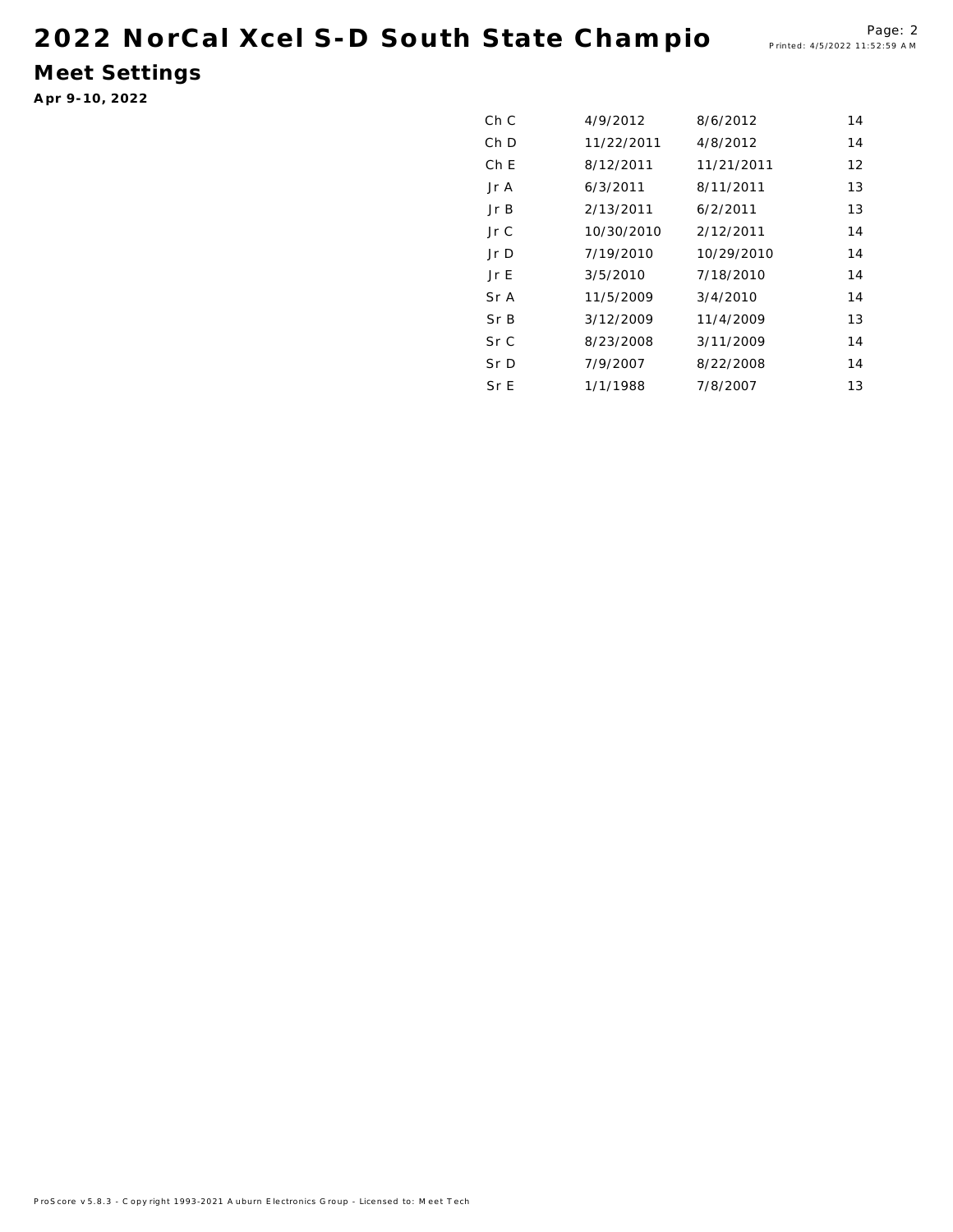# 2022 NorCal Xcel S-D South State Champio

## Meet Settings

**Apr 9-10, 2022**

| | | | |
|---|---|---|---|
| Ch C | 4/9/2012 | 8/6/2012 | 14 |
| Ch D | 11/22/2011 | 4/8/2012 | 14 |
| Ch E | 8/12/2011 | 11/21/2011 | 12 |
| Jr A | 6/3/2011 | 8/11/2011 | 13 |
| Jr B | 2/13/2011 | 6/2/2011 | 13 |
| Jr C | 10/30/2010 | 2/12/2011 | 14 |
| Jr D | 7/19/2010 | 10/29/2010 | 14 |
| Jr E | 3/5/2010 | 7/18/2010 | 14 |
| Sr A | 11/5/2009 | 3/4/2010 | 14 |
| Sr B | 3/12/2009 | 11/4/2009 | 13 |
| Sr C | 8/23/2008 | 3/11/2009 | 14 |
| Sr D | 7/9/2007 | 8/22/2008 | 14 |
| Sr E | 1/1/1988 | 7/8/2007 | 13 |